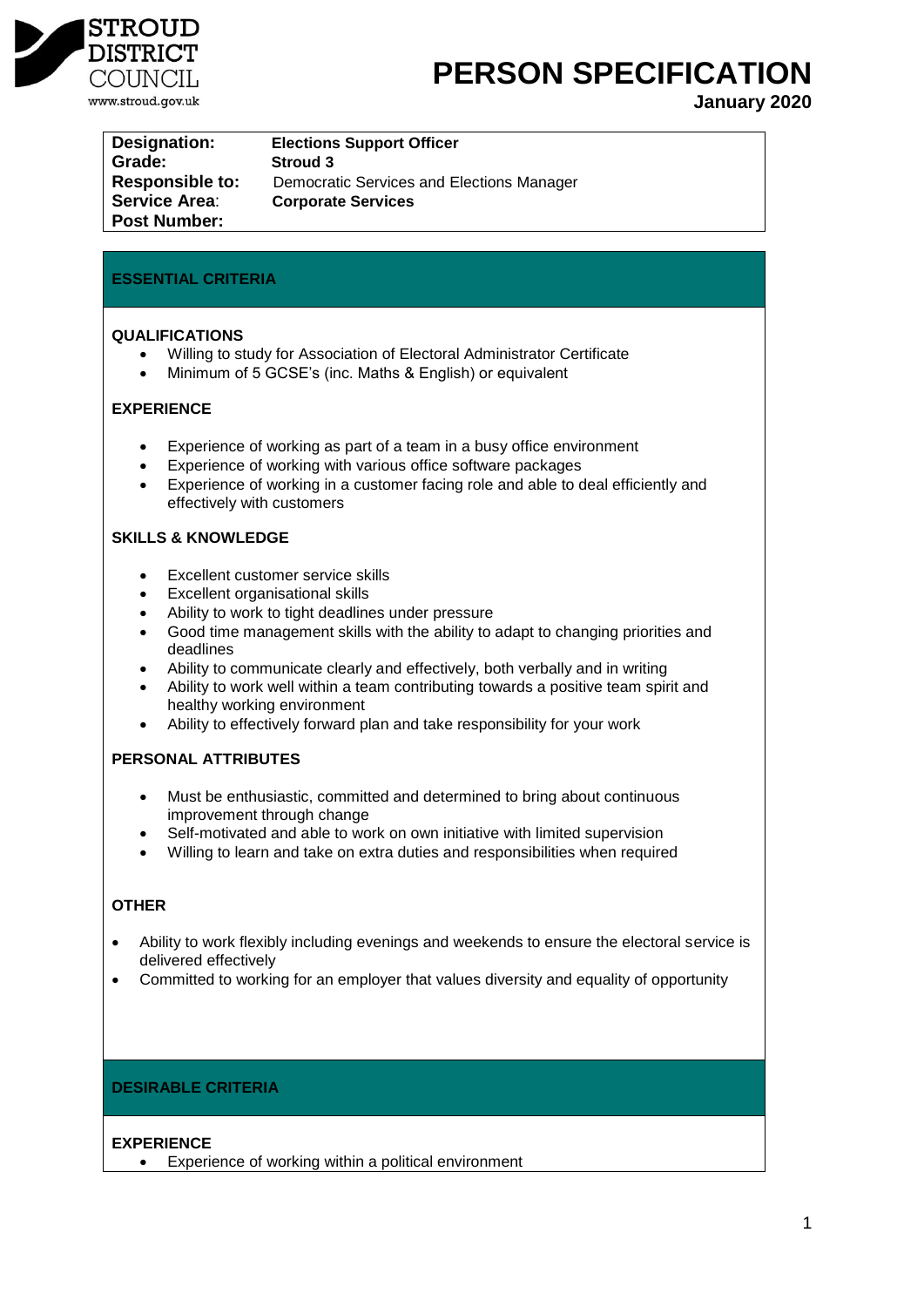STROUD DISTRICT COUNCIL
www.stroud.gov.uk

# PERSON SPECIFICATION

**January 2020**

| | |
|---|---|
| **Designation:** | **Elections Support Officer** |
| **Grade:** | **Stroud 3** |
| **Responsible to:** | Democratic Services and Elections Manager |
| **Service Area:** | **Corporate Services** |
| **Post Number:** | |

## ESSENTIAL CRITERIA

### QUALIFICATIONS

- Willing to study for Association of Electoral Administrator Certificate
- Minimum of 5 GCSE's (inc. Maths & English) or equivalent

### EXPERIENCE

- Experience of working as part of a team in a busy office environment
- Experience of working with various office software packages
- Experience of working in a customer facing role and able to deal efficiently and effectively with customers

### SKILLS & KNOWLEDGE

- Excellent customer service skills
- Excellent organisational skills
- Ability to work to tight deadlines under pressure
- Good time management skills with the ability to adapt to changing priorities and deadlines
- Ability to communicate clearly and effectively, both verbally and in writing
- Ability to work well within a team contributing towards a positive team spirit and healthy working environment
- Ability to effectively forward plan and take responsibility for your work

### PERSONAL ATTRIBUTES

- Must be enthusiastic, committed and determined to bring about continuous improvement through change
- Self-motivated and able to work on own initiative with limited supervision
- Willing to learn and take on extra duties and responsibilities when required

### OTHER

- Ability to work flexibly including evenings and weekends to ensure the electoral service is delivered effectively
- Committed to working for an employer that values diversity and equality of opportunity

## DESIRABLE CRITERIA

### EXPERIENCE

- Experience of working within a political environment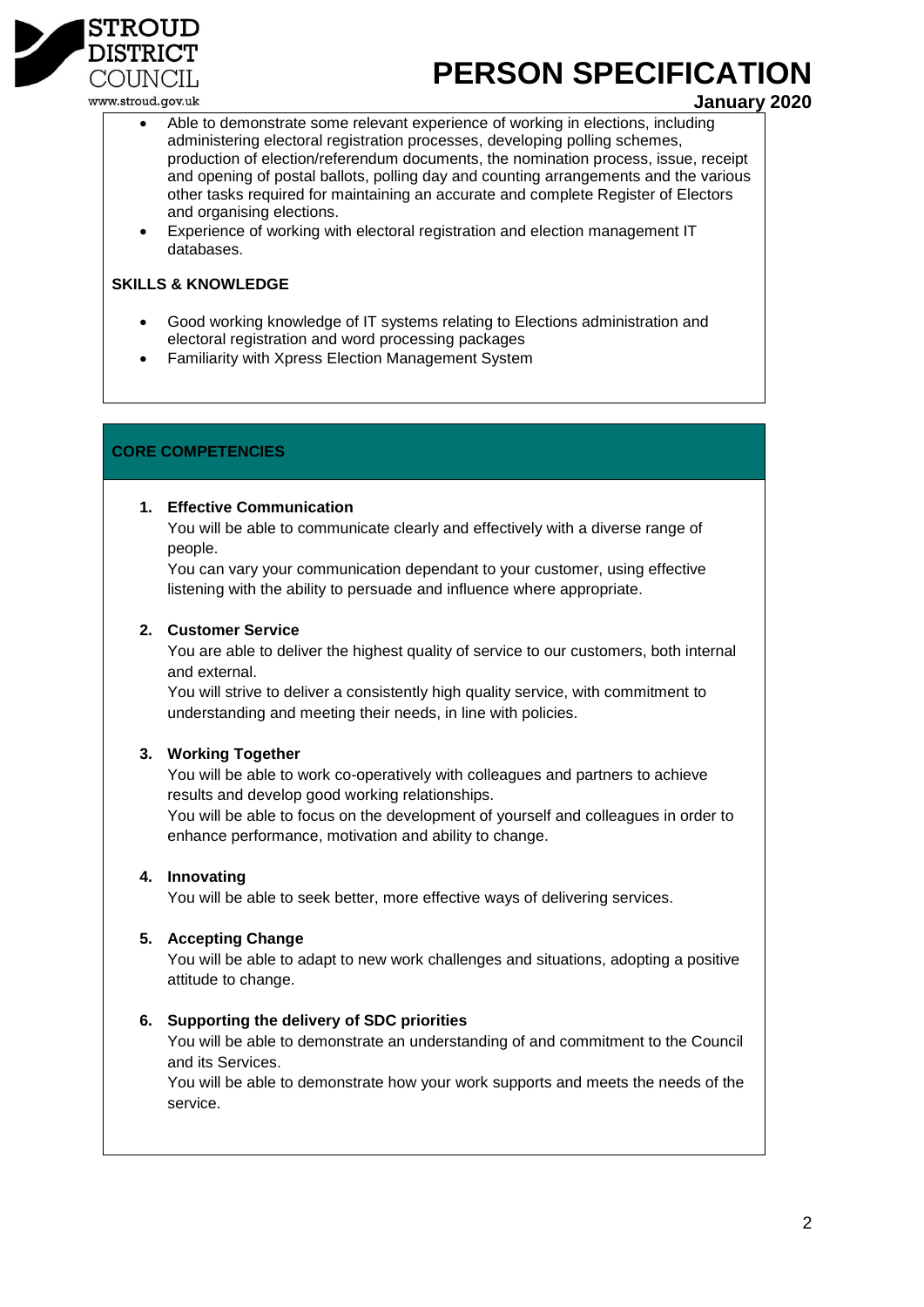- Able to demonstrate some relevant experience of working in elections, including administering electoral registration processes, developing polling schemes, production of election/referendum documents, the nomination process, issue, receipt and opening of postal ballots, polling day and counting arrangements and the various other tasks required for maintaining an accurate and complete Register of Electors and organising elections.
- Experience of working with electoral registration and election management IT databases.

**SKILLS & KNOWLEDGE**

- Good working knowledge of IT systems relating to Elections administration and electoral registration and word processing packages
- Familiarity with Xpress Election Management System

## CORE COMPETENCIES

1. **Effective Communication**
   You will be able to communicate clearly and effectively with a diverse range of people.
   You can vary your communication dependant to your customer, using effective listening with the ability to persuade and influence where appropriate.

2. **Customer Service**
   You are able to deliver the highest quality of service to our customers, both internal and external.
   You will strive to deliver a consistently high quality service, with commitment to understanding and meeting their needs, in line with policies.

3. **Working Together**
   You will be able to work co-operatively with colleagues and partners to achieve results and develop good working relationships.
   You will be able to focus on the development of yourself and colleagues in order to enhance performance, motivation and ability to change.

4. **Innovating**
   You will be able to seek better, more effective ways of delivering services.

5. **Accepting Change**
   You will be able to adapt to new work challenges and situations, adopting a positive attitude to change.

6. **Supporting the delivery of SDC priorities**
   You will be able to demonstrate an understanding of and commitment to the Council and its Services.
   You will be able to demonstrate how your work supports and meets the needs of the service.